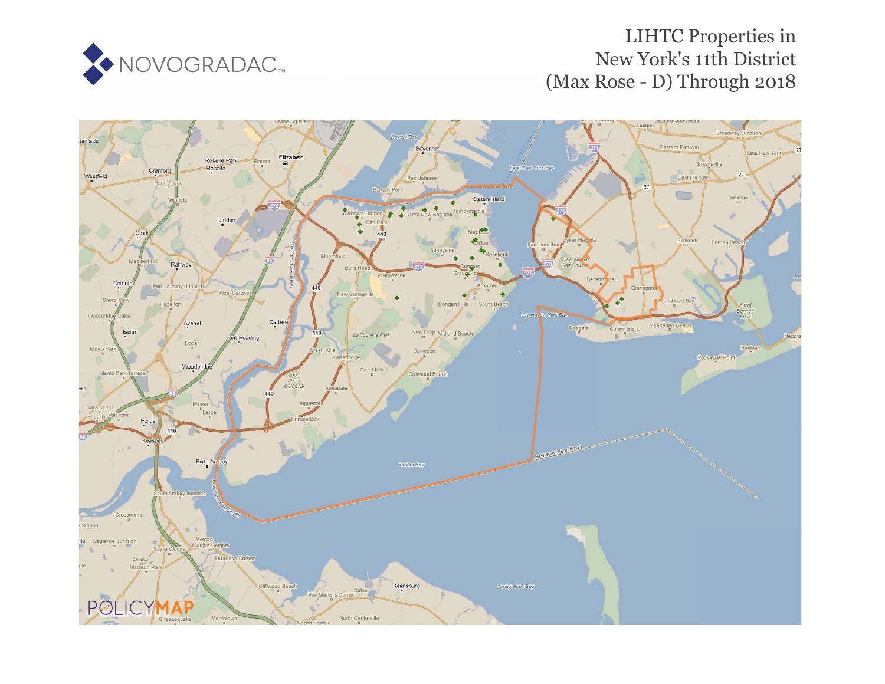# LIHTC Properties in New York's 11th District (Max Rose - D) Through 2018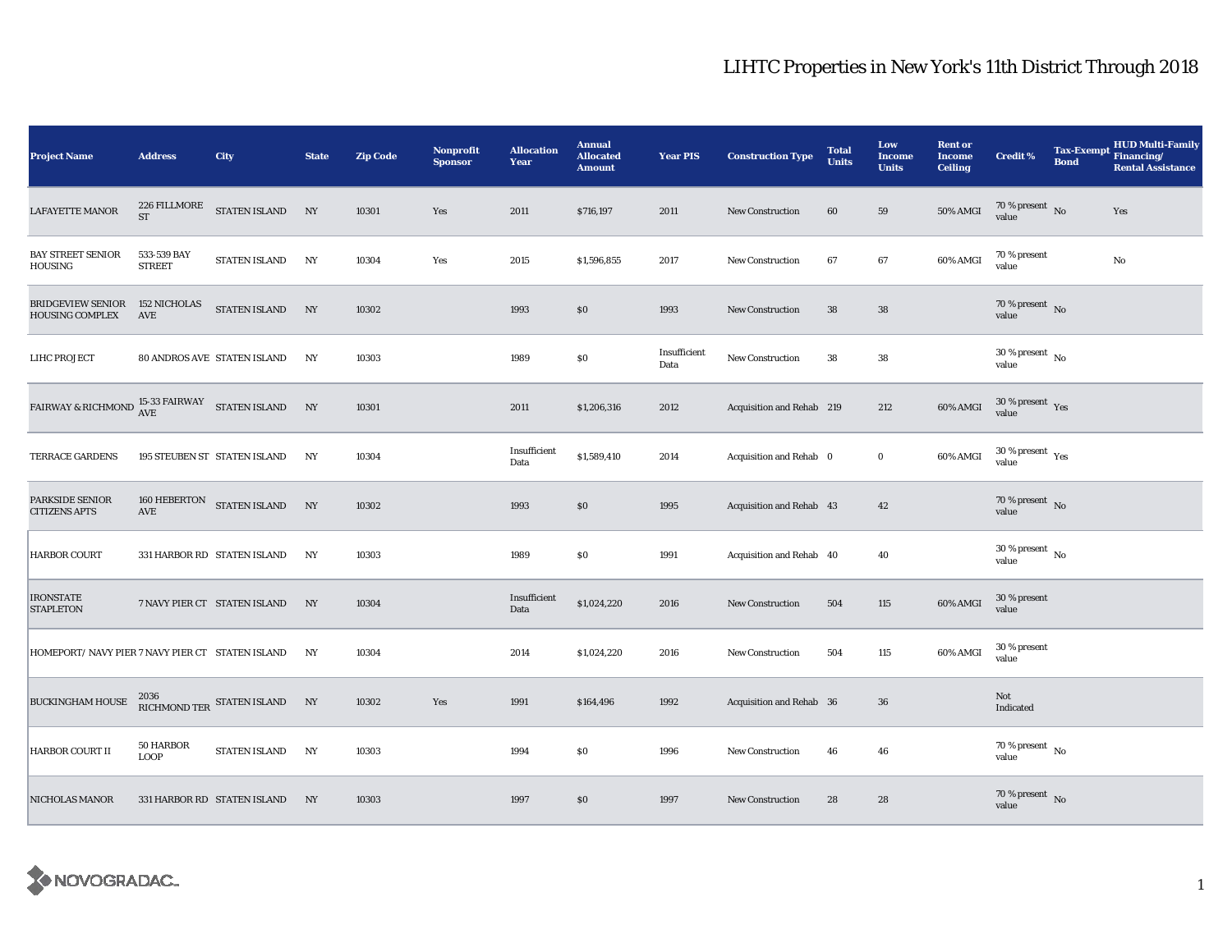# LIHTC Properties in New York's 11th District Through 2018

| Project Name | Address | City | State | Zip Code | Nonprofit Sponsor | Allocation Year | Annual Allocated Amount | Year PIS | Construction Type | Total Units | Low Income Units | Rent or Income Ceiling | Credit % | Tax-Exempt Bond | HUD Multi-Family Financing/ Rental Assistance |
|---|---|---|---|---|---|---|---|---|---|---|---|---|---|---|---|
| LAFAYETTE MANOR | 226 FILLMORE ST | STATEN ISLAND | NY | 10301 | Yes | 2011 | $716,197 | 2011 | New Construction | 60 | 59 | 50% AMGI | 70 % present value | No | Yes |
| BAY STREET SENIOR HOUSING | 533-539 BAY STREET | STATEN ISLAND | NY | 10304 | Yes | 2015 | $1,596,855 | 2017 | New Construction | 67 | 67 | 60% AMGI | 70 % present value | | No |
| BRIDGEVIEW SENIOR HOUSING COMPLEX | 152 NICHOLAS AVE | STATEN ISLAND | NY | 10302 | | 1993 | $0 | 1993 | New Construction | 38 | 38 | | 70 % present value | No | |
| LIHC PROJECT | 80 ANDROS AVE | STATEN ISLAND | NY | 10303 | | 1989 | $0 | Insufficient Data | New Construction | 38 | 38 | | 30 % present value | No | |
| FAIRWAY & RICHMOND | 15-33 FAIRWAY AVE | STATEN ISLAND | NY | 10301 | | 2011 | $1,206,316 | 2012 | Acquisition and Rehab | 219 | 212 | 60% AMGI | 30 % present value | Yes | |
| TERRACE GARDENS | 195 STEUBEN ST | STATEN ISLAND | NY | 10304 | | Insufficient Data | $1,589,410 | 2014 | Acquisition and Rehab | 0 | 0 | 60% AMGI | 30 % present value | Yes | |
| PARKSIDE SENIOR CITIZENS APTS | 160 HEBERTON AVE | STATEN ISLAND | NY | 10302 | | 1993 | $0 | 1995 | Acquisition and Rehab | 43 | 42 | | 70 % present value | No | |
| HARBOR COURT | 331 HARBOR RD | STATEN ISLAND | NY | 10303 | | 1989 | $0 | 1991 | Acquisition and Rehab | 40 | 40 | | 30 % present value | No | |
| IRONSTATE STAPLETON | 7 NAVY PIER CT | STATEN ISLAND | NY | 10304 | | Insufficient Data | $1,024,220 | 2016 | New Construction | 504 | 115 | 60% AMGI | 30 % present value | | |
| HOMEPORT/ NAVY PIER | 7 NAVY PIER CT | STATEN ISLAND | NY | 10304 | | 2014 | $1,024,220 | 2016 | New Construction | 504 | 115 | 60% AMGI | 30 % present value | | |
| BUCKINGHAM HOUSE | 2036 RICHMOND TER | STATEN ISLAND | NY | 10302 | Yes | 1991 | $164,496 | 1992 | Acquisition and Rehab | 36 | 36 | | Not Indicated | | |
| HARBOR COURT II | 50 HARBOR LOOP | STATEN ISLAND | NY | 10303 | | 1994 | $0 | 1996 | New Construction | 46 | 46 | | 70 % present value | No | |
| NICHOLAS MANOR | 331 HARBOR RD | STATEN ISLAND | NY | 10303 | | 1997 | $0 | 1997 | New Construction | 28 | 28 | | 70 % present value | No | |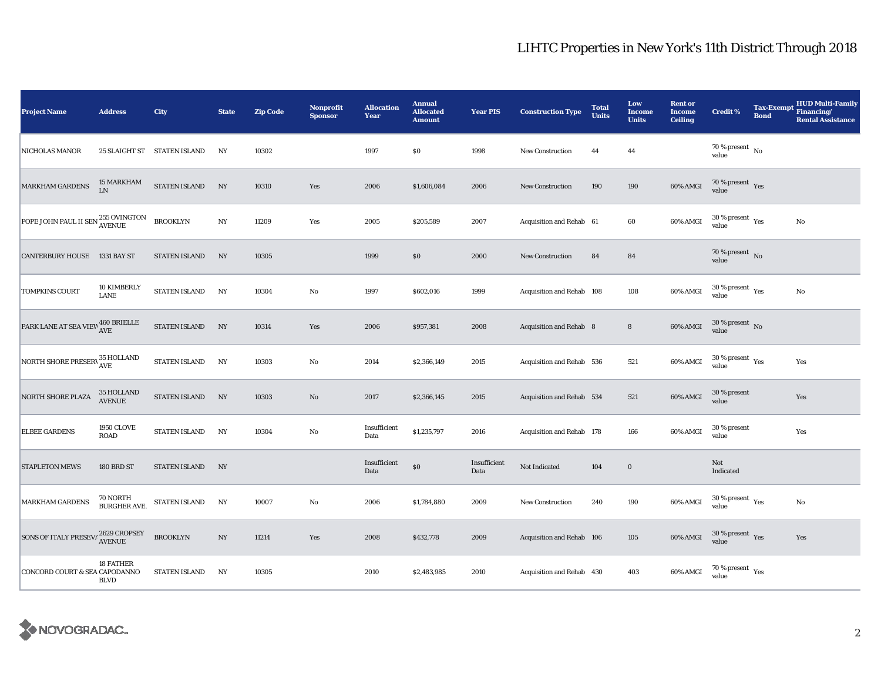# LIHTC Properties in New York's 11th District Through 2018

| Project Name | Address | City | State | Zip Code | Nonprofit Sponsor | Allocation Year | Annual Allocated Amount | Year PIS | Construction Type | Total Units | Low Income Units | Rent or Income Ceiling | Credit % | Tax-Exempt Bond | HUD Multi-Family Financing/ Rental Assistance |
|---|---|---|---|---|---|---|---|---|---|---|---|---|---|---|---|
| NICHOLAS MANOR | 25 SLAIGHT ST | STATEN ISLAND | NY | 10302 | | 1997 | $0 | 1998 | New Construction | 44 | 44 | | 70 % present value | No | |
| MARKHAM GARDENS | 15 MARKHAM LN | STATEN ISLAND | NY | 10310 | Yes | 2006 | $1,606,084 | 2006 | New Construction | 190 | 190 | 60% AMGI | 70 % present value | Yes | |
| POPE JOHN PAUL II SEN | 255 OVINGTON AVENUE | BROOKLYN | NY | 11209 | Yes | 2005 | $205,589 | 2007 | Acquisition and Rehab | 61 | 60 | 60% AMGI | 30 % present value | Yes | No |
| CANTERBURY HOUSE | 1331 BAY ST | STATEN ISLAND | NY | 10305 | | 1999 | $0 | 2000 | New Construction | 84 | 84 | | 70 % present value | No | |
| TOMPKINS COURT | 10 KIMBERLY LANE | STATEN ISLAND | NY | 10304 | No | 1997 | $602,016 | 1999 | Acquisition and Rehab | 108 | 108 | 60% AMGI | 30 % present value | Yes | No |
| PARK LANE AT SEA VIEW | 460 BRIELLE AVE | STATEN ISLAND | NY | 10314 | Yes | 2006 | $957,381 | 2008 | Acquisition and Rehab | 8 | 8 | 60% AMGI | 30 % present value | No | |
| NORTH SHORE PRESERV | 35 HOLLAND AVE | STATEN ISLAND | NY | 10303 | No | 2014 | $2,366,149 | 2015 | Acquisition and Rehab | 536 | 521 | 60% AMGI | 30 % present value | Yes | Yes |
| NORTH SHORE PLAZA | 35 HOLLAND AVENUE | STATEN ISLAND | NY | 10303 | No | 2017 | $2,366,145 | 2015 | Acquisition and Rehab | 534 | 521 | 60% AMGI | 30 % present value | | Yes |
| ELBEE GARDENS | 1950 CLOVE ROAD | STATEN ISLAND | NY | 10304 | No | Insufficient Data | $1,235,797 | 2016 | Acquisition and Rehab | 178 | 166 | 60% AMGI | 30 % present value | | Yes |
| STAPLETON MEWS | 180 BRD ST | STATEN ISLAND | NY | | | Insufficient Data | $0 | Insufficient Data | Not Indicated | 104 | 0 | | Not Indicated | | |
| MARKHAM GARDENS | 70 NORTH BURGHER AVE. | STATEN ISLAND | NY | 10007 | No | 2006 | $1,784,880 | 2009 | New Construction | 240 | 190 | 60% AMGI | 30 % present value | Yes | No |
| SONS OF ITALY PRESEVA | 2629 CROPSEY AVENUE | BROOKLYN | NY | 11214 | Yes | 2008 | $432,778 | 2009 | Acquisition and Rehab | 106 | 105 | 60% AMGI | 30 % present value | Yes | Yes |
| CONCORD COURT & SEA | 18 FATHER CAPODANNO BLVD | STATEN ISLAND | NY | 10305 | | 2010 | $2,483,985 | 2010 | Acquisition and Rehab | 430 | 403 | 60% AMGI | 70 % present value | Yes | |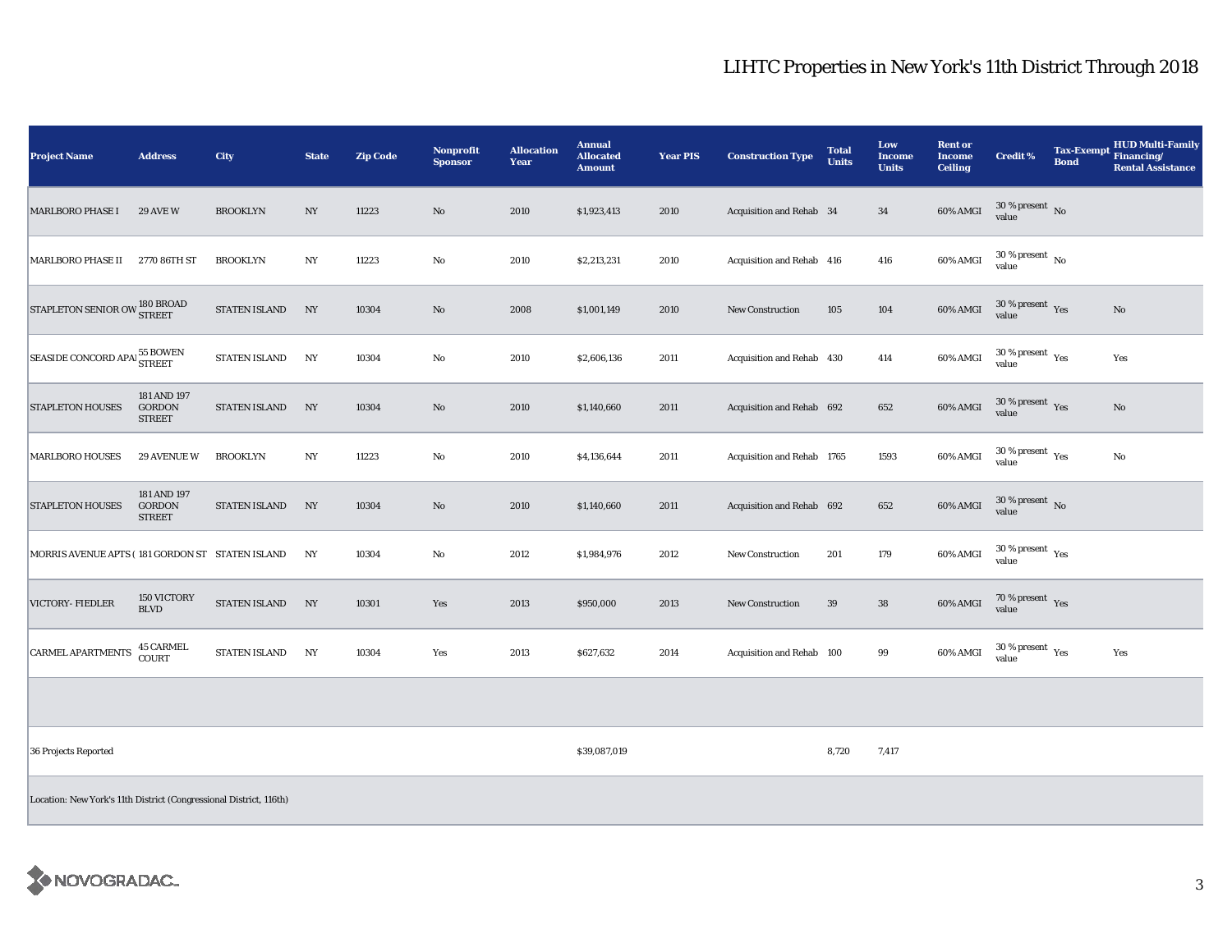# LIHTC Properties in New York's 11th District Through 2018

| Project Name | Address | City | State | Zip Code | Nonprofit Sponsor | Allocation Year | Annual Allocated Amount | Year PIS | Construction Type | Total Units | Low Income Units | Rent or Income Ceiling | Credit % | Tax-Exempt Bond | HUD Multi-Family Financing/ Rental Assistance |
|---|---|---|---|---|---|---|---|---|---|---|---|---|---|---|---|
| MARLBORO PHASE I | 29 AVE W | BROOKLYN | NY | 11223 | No | 2010 | $1,923,413 | 2010 | Acquisition and Rehab | 34 | 34 | 60% AMGI | 30 % present value | No | |
| MARLBORO PHASE II | 2770 86TH ST | BROOKLYN | NY | 11223 | No | 2010 | $2,213,231 | 2010 | Acquisition and Rehab | 416 | 416 | 60% AMGI | 30 % present value | No | |
| STAPLETON SENIOR OW | 180 BROAD STREET | STATEN ISLAND | NY | 10304 | No | 2008 | $1,001,149 | 2010 | New Construction | 105 | 104 | 60% AMGI | 30 % present value | Yes | No |
| SEASIDE CONCORD APAI | 55 BOWEN STREET | STATEN ISLAND | NY | 10304 | No | 2010 | $2,606,136 | 2011 | Acquisition and Rehab | 430 | 414 | 60% AMGI | 30 % present value | Yes | Yes |
| STAPLETON HOUSES | 181 AND 197 GORDON STREET | STATEN ISLAND | NY | 10304 | No | 2010 | $1,140,660 | 2011 | Acquisition and Rehab | 692 | 652 | 60% AMGI | 30 % present value | Yes | No |
| MARLBORO HOUSES | 29 AVENUE W | BROOKLYN | NY | 11223 | No | 2010 | $4,136,644 | 2011 | Acquisition and Rehab | 1765 | 1593 | 60% AMGI | 30 % present value | Yes | No |
| STAPLETON HOUSES | 181 AND 197 GORDON STREET | STATEN ISLAND | NY | 10304 | No | 2010 | $1,140,660 | 2011 | Acquisition and Rehab | 692 | 652 | 60% AMGI | 30 % present value | No | |
| MORRIS AVENUE APTS ( | 181 GORDON ST | STATEN ISLAND | NY | 10304 | No | 2012 | $1,984,976 | 2012 | New Construction | 201 | 179 | 60% AMGI | 30 % present value | Yes | |
| VICTORY- FIEDLER | 150 VICTORY BLVD | STATEN ISLAND | NY | 10301 | Yes | 2013 | $950,000 | 2013 | New Construction | 39 | 38 | 60% AMGI | 70 % present value | Yes | |
| CARMEL APARTMENTS | 45 CARMEL COURT | STATEN ISLAND | NY | 10304 | Yes | 2013 | $627,632 | 2014 | Acquisition and Rehab | 100 | 99 | 60% AMGI | 30 % present value | Yes | Yes |
| | | | | | | | | | | | | | | | |
| 36 Projects Reported | | | | | | | $39,087,019 | | | 8,720 | 7,417 | | | | |

Location: New York's 11th District (Congressional District, 116th)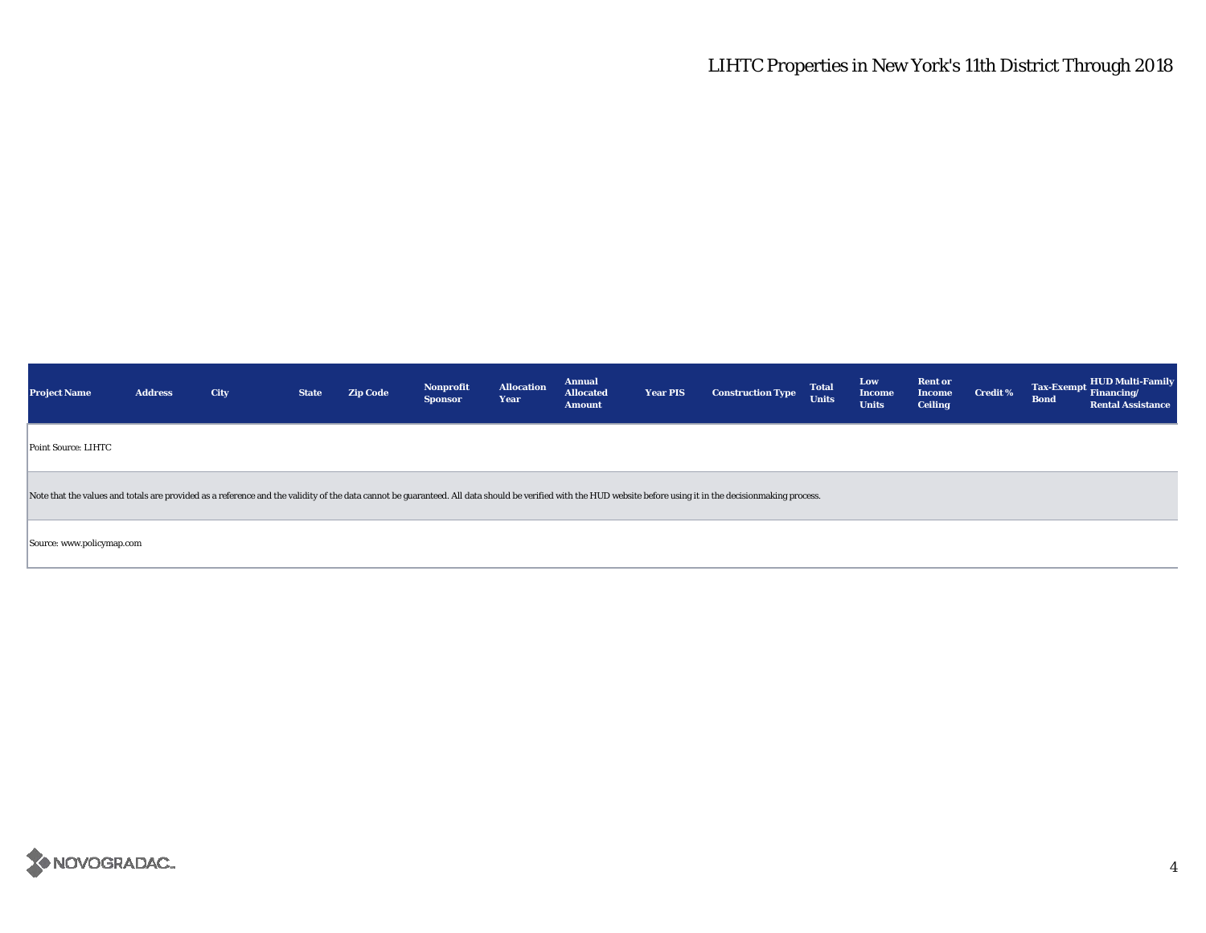# LIHTC Properties in New York's 11th District Through 2018

| Project Name | Address | City | State | Zip Code | Nonprofit Sponsor | Allocation Year | Annual Allocated Amount | Year PIS | Construction Type | Total Units | Low Income Units | Rent or Income Ceiling | Credit % | Tax-Exempt Bond | HUD Multi-Family Financing/ Rental Assistance |
|---|---|---|---|---|---|---|---|---|---|---|---|---|---|---|---|

Point Source: LIHTC

Note that the values and totals are provided as a reference and the validity of the data cannot be guaranteed. All data should be verified with the HUD website before using it in the decisionmaking process.

Source: www.policymap.com